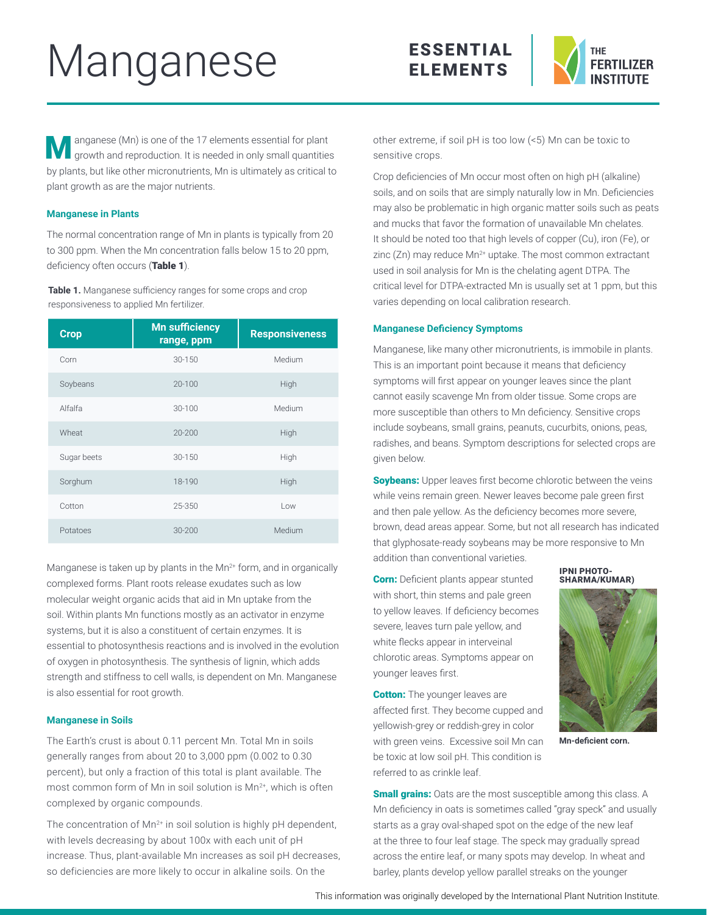# Manganese

ESSENTIAL ELEMENTS

Manganese (Mn) is one of the 17 elements essential for plant growth and reproduction. It is needed in only small quantities by plants, but like other micronutrients, Mn is ultimately as critical to plant growth as are the major nutrients.

### Manganese in Plants

The normal concentration range of Mn in plants is typically from 20 to 300 ppm. When the Mn concentration falls below 15 to 20 ppm, deficiency often occurs (**Table 1**).

**Table 1.** Manganese sufficiency ranges for some crops and crop responsiveness to applied Mn fertilizer.

| Crop | Mn sufficiency range, ppm | Responsiveness |
|---|---|---|
| Corn | 30-150 | Medium |
| Soybeans | 20-100 | High |
| Alfalfa | 30-100 | Medium |
| Wheat | 20-200 | High |
| Sugar beets | 30-150 | High |
| Sorghum | 18-190 | High |
| Cotton | 25-350 | Low |
| Potatoes | 30-200 | Medium |

Manganese is taken up by plants in the $Mn^{2+}$ form, and in organically complexed forms. Plant roots release exudates such as low molecular weight organic acids that aid in Mn uptake from the soil. Within plants Mn functions mostly as an activator in enzyme systems, but it is also a constituent of certain enzymes. It is essential to photosynthesis reactions and is involved in the evolution of oxygen in photosynthesis. The synthesis of lignin, which adds strength and stiffness to cell walls, is dependent on Mn. Manganese is also essential for root growth.

### Manganese in Soils

The Earth's crust is about 0.11 percent Mn. Total Mn in soils generally ranges from about 20 to 3,000 ppm (0.002 to 0.30 percent), but only a fraction of this total is plant available. The most common form of Mn in soil solution is $Mn^{2+}$, which is often complexed by organic compounds.

The concentration of $Mn^{2+}$ in soil solution is highly pH dependent, with levels decreasing by about 100x with each unit of pH increase. Thus, plant-available Mn increases as soil pH decreases, so deficiencies are more likely to occur in alkaline soils. On the other extreme, if soil pH is too low (<5) Mn can be toxic to sensitive crops.

Crop deficiencies of Mn occur most often on high pH (alkaline) soils, and on soils that are simply naturally low in Mn. Deficiencies may also be problematic in high organic matter soils such as peats and mucks that favor the formation of unavailable Mn chelates. It should be noted too that high levels of copper (Cu), iron (Fe), or zinc (Zn) may reduce $Mn^{2+}$ uptake. The most common extractant used in soil analysis for Mn is the chelating agent DTPA. The critical level for DTPA-extracted Mn is usually set at 1 ppm, but this varies depending on local calibration research.

### Manganese Deficiency Symptoms

Manganese, like many other micronutrients, is immobile in plants. This is an important point because it means that deficiency symptoms will first appear on younger leaves since the plant cannot easily scavenge Mn from older tissue. Some crops are more susceptible than others to Mn deficiency. Sensitive crops include soybeans, small grains, peanuts, cucurbits, onions, peas, radishes, and beans. Symptom descriptions for selected crops are given below.

**Soybeans:** Upper leaves first become chlorotic between the veins while veins remain green. Newer leaves become pale green first and then pale yellow. As the deficiency becomes more severe, brown, dead areas appear. Some, but not all research has indicated that glyphosate-ready soybeans may be more responsive to Mn addition than conventional varieties.

**Corn:** Deficient plants appear stunted with short, thin stems and pale green to yellow leaves. If deficiency becomes severe, leaves turn pale yellow, and white flecks appear in interveinal chlorotic areas. Symptoms appear on younger leaves first.

IPNI PHOTO-SHARMA/KUMAR)

Mn-deficient corn.

**Cotton:** The younger leaves are affected first. They become cupped and yellowish-grey or reddish-grey in color with green veins. Excessive soil Mn can be toxic at low soil pH. This condition is referred to as crinkle leaf.

**Small grains:** Oats are the most susceptible among this class. A Mn deficiency in oats is sometimes called "gray speck" and usually starts as a gray oval-shaped spot on the edge of the new leaf at the three to four leaf stage. The speck may gradually spread across the entire leaf, or many spots may develop. In wheat and barley, plants develop yellow parallel streaks on the younger

This information was originally developed by the International Plant Nutrition Institute.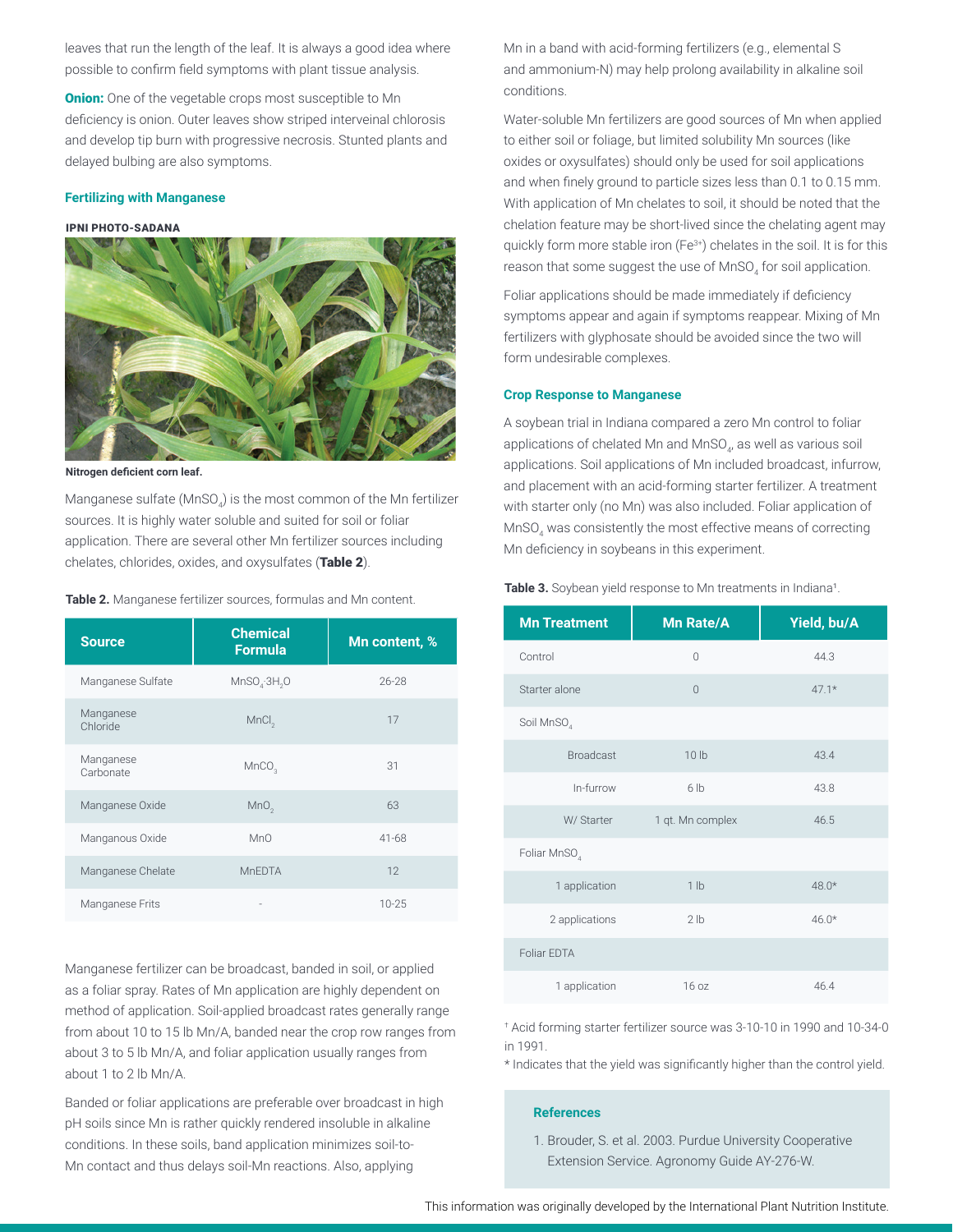leaves that run the length of the leaf. It is always a good idea where possible to confirm field symptoms with plant tissue analysis.

**Onion:** One of the vegetable crops most susceptible to Mn deficiency is onion. Outer leaves show striped interveinal chlorosis and develop tip burn with progressive necrosis. Stunted plants and delayed bulbing are also symptoms.

### Fertilizing with Manganese

IPNI PHOTO-SADANA

**Nitrogen deficient corn leaf.**

Manganese sulfate ($MnSO_4$) is the most common of the Mn fertilizer sources. It is highly water soluble and suited for soil or foliar application. There are several other Mn fertilizer sources including chelates, chlorides, oxides, and oxysulfates (**Table 2**).

**Table 2.** Manganese fertilizer sources, formulas and Mn content.

| Source | Chemical Formula | Mn content, % |
|---|---|---|
| Manganese Sulfate | $MnSO_4 \cdot 3H_2O$ | 26-28 |
| Manganese Chloride | $MnCl_2$ | 17 |
| Manganese Carbonate | $MnCO_3$ | 31 |
| Manganese Oxide | $MnO_2$ | 63 |
| Manganous Oxide | MnO | 41-68 |
| Manganese Chelate | MnEDTA | 12 |
| Manganese Frits | - | 10-25 |

Manganese fertilizer can be broadcast, banded in soil, or applied as a foliar spray. Rates of Mn application are highly dependent on method of application. Soil-applied broadcast rates generally range from about 10 to 15 lb Mn/A, banded near the crop row ranges from about 3 to 5 lb Mn/A, and foliar application usually ranges from about 1 to 2 lb Mn/A.

Banded or foliar applications are preferable over broadcast in high pH soils since Mn is rather quickly rendered insoluble in alkaline conditions. In these soils, band application minimizes soil-to-Mn contact and thus delays soil-Mn reactions. Also, applying Mn in a band with acid-forming fertilizers (e.g., elemental S and ammonium-N) may help prolong availability in alkaline soil conditions.

Water-soluble Mn fertilizers are good sources of Mn when applied to either soil or foliage, but limited solubility Mn sources (like oxides or oxysulfates) should only be used for soil applications and when finely ground to particle sizes less than 0.1 to 0.15 mm. With application of Mn chelates to soil, it should be noted that the chelation feature may be short-lived since the chelating agent may quickly form more stable iron ($Fe^{3+}$) chelates in the soil. It is for this reason that some suggest the use of $MnSO_4$ for soil application.

Foliar applications should be made immediately if deficiency symptoms appear and again if symptoms reappear. Mixing of Mn fertilizers with glyphosate should be avoided since the two will form undesirable complexes.

### Crop Response to Manganese

A soybean trial in Indiana compared a zero Mn control to foliar applications of chelated Mn and $MnSO_4$, as well as various soil applications. Soil applications of Mn included broadcast, infurrow, and placement with an acid-forming starter fertilizer. A treatment with starter only (no Mn) was also included. Foliar application of $MnSO_4$ was consistently the most effective means of correcting Mn deficiency in soybeans in this experiment.

**Table 3.** Soybean yield response to Mn treatments in Indiana[1].

| Mn Treatment | Mn Rate/A | Yield, bu/A |
|---|---|---|
| Control | 0 | 44.3 |
| Starter alone | 0 | 47.1* |
| Soil $MnSO_4$ | | |
| Broadcast | 10 lb | 43.4 |
| In-furrow | 6 lb | 43.8 |
| W/ Starter | 1 qt. Mn complex | 46.5 |
| Foliar $MnSO_4$ | | |
| 1 application | 1 lb | 48.0* |
| 2 applications | 2 lb | 46.0* |
| Foliar EDTA | | |
| 1 application | 16 oz | 46.4 |

[†] Acid forming starter fertilizer source was 3-10-10 in 1990 and 10-34-0 in 1991.

\* Indicates that the yield was significantly higher than the control yield.

### References

1. Brouder, S. et al. 2003. Purdue University Cooperative Extension Service. Agronomy Guide AY-276-W.

This information was originally developed by the International Plant Nutrition Institute.